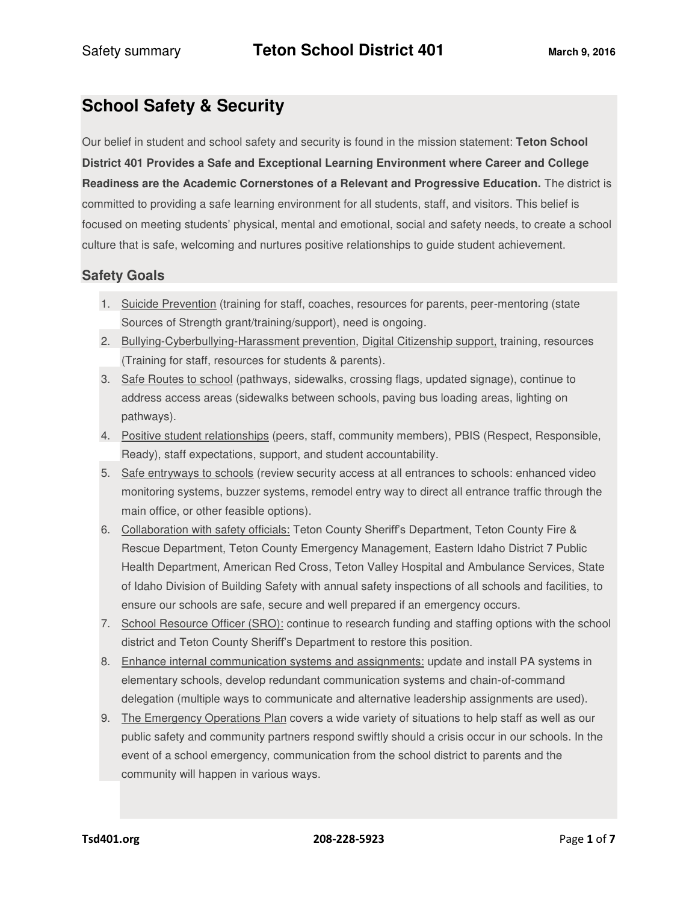# School Safety & Security

Our belief in student and school safety and security is found in the mission statement: **Teton School District 401 Provides a Safe and Exceptional Learning Environment where Career and College Readiness are the Academic Cornerstones of a Relevant and Progressive Education.** The district is committed to providing a safe learning environment for all students, staff, and visitors. This belief is focused on meeting students' physical, mental and emotional, social and safety needs, to create a school culture that is safe, welcoming and nurtures positive relationships to guide student achievement.

## Safety Goals

1. Suicide Prevention (training for staff, coaches, resources for parents, peer-mentoring (state Sources of Strength grant/training/support), need is ongoing.
2. Bullying-Cyberbullying-Harassment prevention, Digital Citizenship support, training, resources (Training for staff, resources for students & parents).
3. Safe Routes to school (pathways, sidewalks, crossing flags, updated signage), continue to address access areas (sidewalks between schools, paving bus loading areas, lighting on pathways).
4. Positive student relationships (peers, staff, community members), PBIS (Respect, Responsible, Ready), staff expectations, support, and student accountability.
5. Safe entryways to schools (review security access at all entrances to schools: enhanced video monitoring systems, buzzer systems, remodel entry way to direct all entrance traffic through the main office, or other feasible options).
6. Collaboration with safety officials: Teton County Sheriff's Department, Teton County Fire & Rescue Department, Teton County Emergency Management, Eastern Idaho District 7 Public Health Department, American Red Cross, Teton Valley Hospital and Ambulance Services, State of Idaho Division of Building Safety with annual safety inspections of all schools and facilities, to ensure our schools are safe, secure and well prepared if an emergency occurs.
7. School Resource Officer (SRO): continue to research funding and staffing options with the school district and Teton County Sheriff's Department to restore this position.
8. Enhance internal communication systems and assignments: update and install PA systems in elementary schools, develop redundant communication systems and chain-of-command delegation (multiple ways to communicate and alternative leadership assignments are used).
9. The Emergency Operations Plan covers a wide variety of situations to help staff as well as our public safety and community partners respond swiftly should a crisis occur in our schools. In the event of a school emergency, communication from the school district to parents and the community will happen in various ways.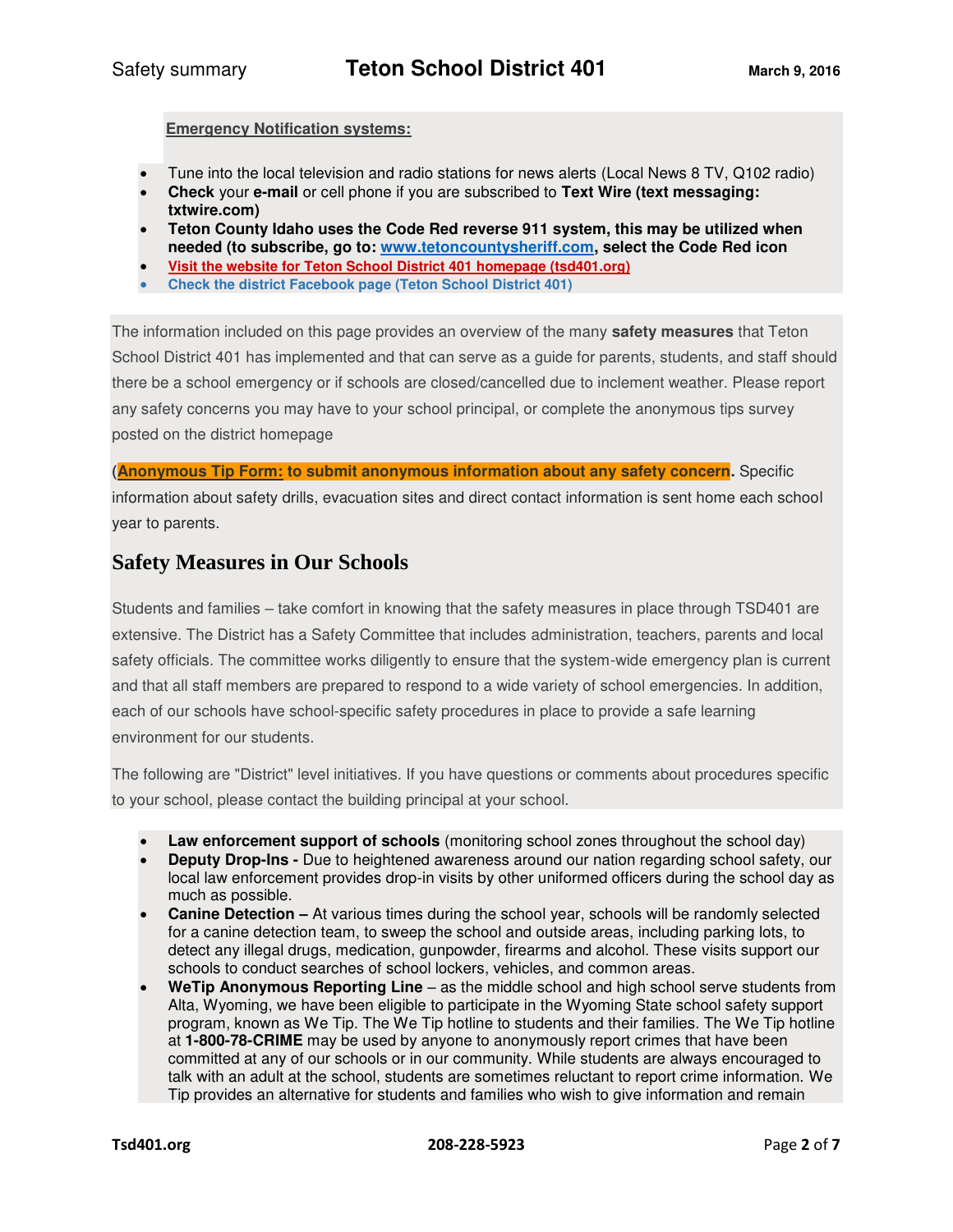**Emergency Notification systems:**

- Tune into the local television and radio stations for news alerts (Local News 8 TV, Q102 radio)
- **Check** your **e-mail** or cell phone if you are subscribed to **Text Wire (text messaging: txtwire.com)**
- **Teton County Idaho uses the Code Red reverse 911 system, this may be utilized when needed (to subscribe, go to: www.tetoncountysheriff.com, select the Code Red icon**
- **Visit the website for Teton School District 401 homepage (tsd401.org)**
- **Check the district Facebook page (Teton School District 401)**

The information included on this page provides an overview of the many **safety measures** that Teton School District 401 has implemented and that can serve as a guide for parents, students, and staff should there be a school emergency or if schools are closed/cancelled due to inclement weather. Please report any safety concerns you may have to your school principal, or complete the anonymous tips survey posted on the district homepage

(**Anonymous Tip Form: to submit anonymous information about any safety concern**. Specific information about safety drills, evacuation sites and direct contact information is sent home each school year to parents.

## Safety Measures in Our Schools

Students and families – take comfort in knowing that the safety measures in place through TSD401 are extensive. The District has a Safety Committee that includes administration, teachers, parents and local safety officials. The committee works diligently to ensure that the system-wide emergency plan is current and that all staff members are prepared to respond to a wide variety of school emergencies. In addition, each of our schools have school-specific safety procedures in place to provide a safe learning environment for our students.

The following are "District" level initiatives. If you have questions or comments about procedures specific to your school, please contact the building principal at your school.

- **Law enforcement support of schools** (monitoring school zones throughout the school day)
- **Deputy Drop-Ins -** Due to heightened awareness around our nation regarding school safety, our local law enforcement provides drop-in visits by other uniformed officers during the school day as much as possible.
- **Canine Detection –** At various times during the school year, schools will be randomly selected for a canine detection team, to sweep the school and outside areas, including parking lots, to detect any illegal drugs, medication, gunpowder, firearms and alcohol. These visits support our schools to conduct searches of school lockers, vehicles, and common areas.
- **WeTip Anonymous Reporting Line** – as the middle school and high school serve students from Alta, Wyoming, we have been eligible to participate in the Wyoming State school safety support program, known as We Tip. The We Tip hotline to students and their families. The We Tip hotline at **1-800-78-CRIME** may be used by anyone to anonymously report crimes that have been committed at any of our schools or in our community. While students are always encouraged to talk with an adult at the school, students are sometimes reluctant to report crime information. We Tip provides an alternative for students and families who wish to give information and remain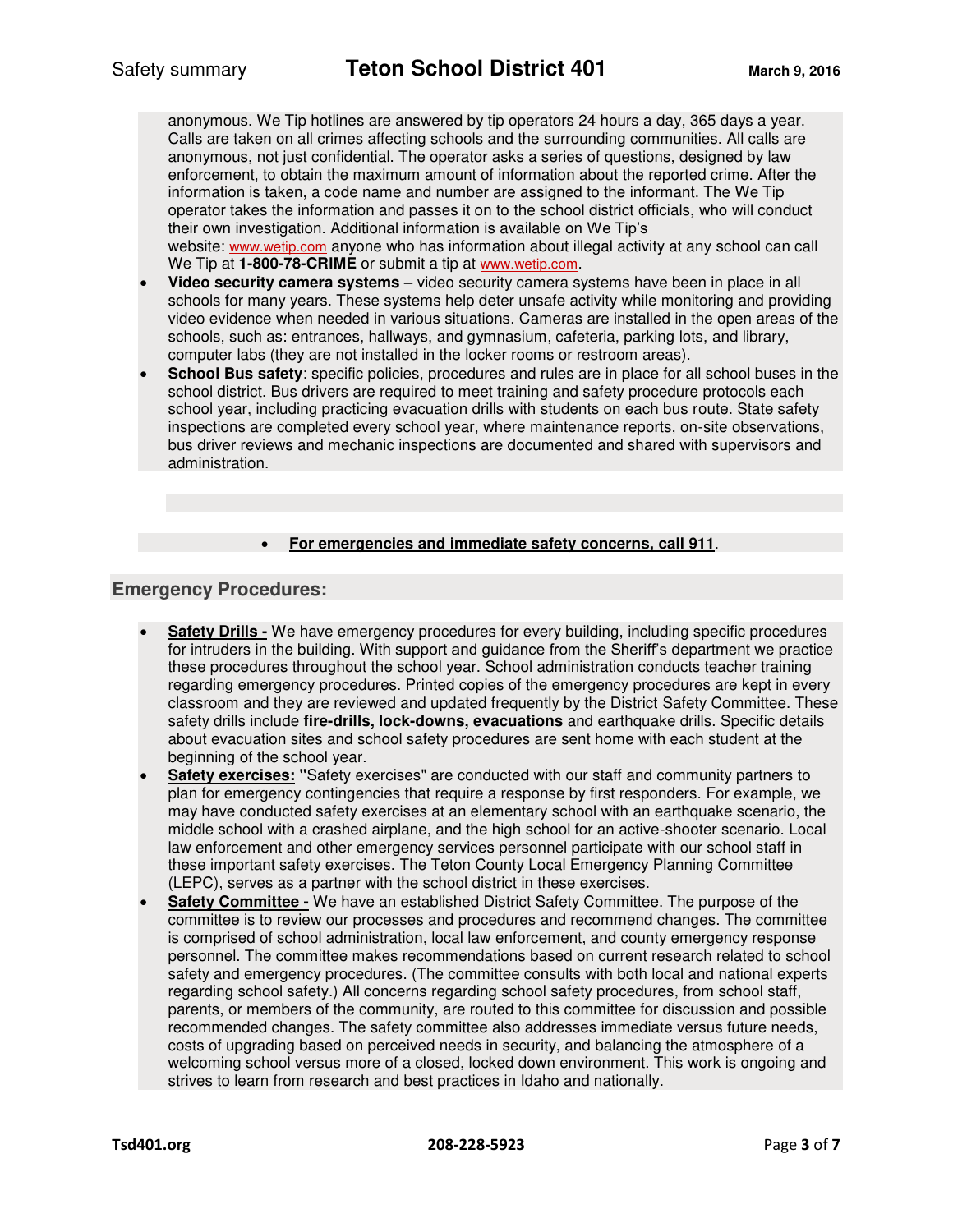anonymous. We Tip hotlines are answered by tip operators 24 hours a day, 365 days a year. Calls are taken on all crimes affecting schools and the surrounding communities. All calls are anonymous, not just confidential. The operator asks a series of questions, designed by law enforcement, to obtain the maximum amount of information about the reported crime. After the information is taken, a code name and number are assigned to the informant. The We Tip operator takes the information and passes it on to the school district officials, who will conduct their own investigation. Additional information is available on We Tip's website: www.wetip.com anyone who has information about illegal activity at any school can call We Tip at **1-800-78-CRIME** or submit a tip at www.wetip.com.

- **Video security camera systems** – video security camera systems have been in place in all schools for many years. These systems help deter unsafe activity while monitoring and providing video evidence when needed in various situations. Cameras are installed in the open areas of the schools, such as: entrances, hallways, and gymnasium, cafeteria, parking lots, and library, computer labs (they are not installed in the locker rooms or restroom areas).
- **School Bus safety**: specific policies, procedures and rules are in place for all school buses in the school district. Bus drivers are required to meet training and safety procedure protocols each school year, including practicing evacuation drills with students on each bus route. State safety inspections are completed every school year, where maintenance reports, on-site observations, bus driver reviews and mechanic inspections are documented and shared with supervisors and administration.

- **For emergencies and immediate safety concerns, call 911**.

## Emergency Procedures:

- **Safety Drills -** We have emergency procedures for every building, including specific procedures for intruders in the building. With support and guidance from the Sheriff's department we practice these procedures throughout the school year. School administration conducts teacher training regarding emergency procedures. Printed copies of the emergency procedures are kept in every classroom and they are reviewed and updated frequently by the District Safety Committee. These safety drills include **fire-drills, lock-downs, evacuations** and earthquake drills. Specific details about evacuation sites and school safety procedures are sent home with each student at the beginning of the school year.
- **Safety exercises: "**Safety exercises" are conducted with our staff and community partners to plan for emergency contingencies that require a response by first responders. For example, we may have conducted safety exercises at an elementary school with an earthquake scenario, the middle school with a crashed airplane, and the high school for an active-shooter scenario. Local law enforcement and other emergency services personnel participate with our school staff in these important safety exercises. The Teton County Local Emergency Planning Committee (LEPC), serves as a partner with the school district in these exercises.
- **Safety Committee -** We have an established District Safety Committee. The purpose of the committee is to review our processes and procedures and recommend changes. The committee is comprised of school administration, local law enforcement, and county emergency response personnel. The committee makes recommendations based on current research related to school safety and emergency procedures. (The committee consults with both local and national experts regarding school safety.) All concerns regarding school safety procedures, from school staff, parents, or members of the community, are routed to this committee for discussion and possible recommended changes. The safety committee also addresses immediate versus future needs, costs of upgrading based on perceived needs in security, and balancing the atmosphere of a welcoming school versus more of a closed, locked down environment. This work is ongoing and strives to learn from research and best practices in Idaho and nationally.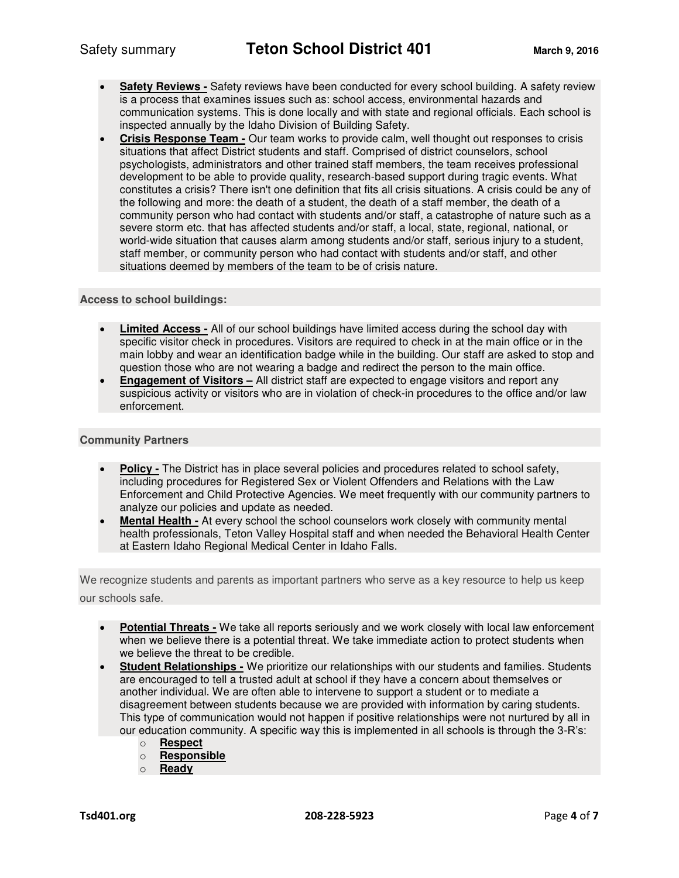- **Safety Reviews -** Safety reviews have been conducted for every school building. A safety review is a process that examines issues such as: school access, environmental hazards and communication systems. This is done locally and with state and regional officials. Each school is inspected annually by the Idaho Division of Building Safety.
- **Crisis Response Team -** Our team works to provide calm, well thought out responses to crisis situations that affect District students and staff. Comprised of district counselors, school psychologists, administrators and other trained staff members, the team receives professional development to be able to provide quality, research-based support during tragic events. What constitutes a crisis? There isn't one definition that fits all crisis situations. A crisis could be any of the following and more: the death of a student, the death of a staff member, the death of a community person who had contact with students and/or staff, a catastrophe of nature such as a severe storm etc. that has affected students and/or staff, a local, state, regional, national, or world-wide situation that causes alarm among students and/or staff, serious injury to a student, staff member, or community person who had contact with students and/or staff, and other situations deemed by members of the team to be of crisis nature.

**Access to school buildings:**

- **Limited Access -** All of our school buildings have limited access during the school day with specific visitor check in procedures. Visitors are required to check in at the main office or in the main lobby and wear an identification badge while in the building. Our staff are asked to stop and question those who are not wearing a badge and redirect the person to the main office.
- **Engagement of Visitors –** All district staff are expected to engage visitors and report any suspicious activity or visitors who are in violation of check-in procedures to the office and/or law enforcement.

**Community Partners**

- **Policy -** The District has in place several policies and procedures related to school safety, including procedures for Registered Sex or Violent Offenders and Relations with the Law Enforcement and Child Protective Agencies. We meet frequently with our community partners to analyze our policies and update as needed.
- **Mental Health -** At every school the school counselors work closely with community mental health professionals, Teton Valley Hospital staff and when needed the Behavioral Health Center at Eastern Idaho Regional Medical Center in Idaho Falls.

We recognize students and parents as important partners who serve as a key resource to help us keep our schools safe.

- **Potential Threats -** We take all reports seriously and we work closely with local law enforcement when we believe there is a potential threat. We take immediate action to protect students when we believe the threat to be credible.
- **Student Relationships -** We prioritize our relationships with our students and families. Students are encouraged to tell a trusted adult at school if they have a concern about themselves or another individual. We are often able to intervene to support a student or to mediate a disagreement between students because we are provided with information by caring students. This type of communication would not happen if positive relationships were not nurtured by all in our education community. A specific way this is implemented in all schools is through the 3-R's:
  - **Respect**
  - **Responsible**
  - **Ready**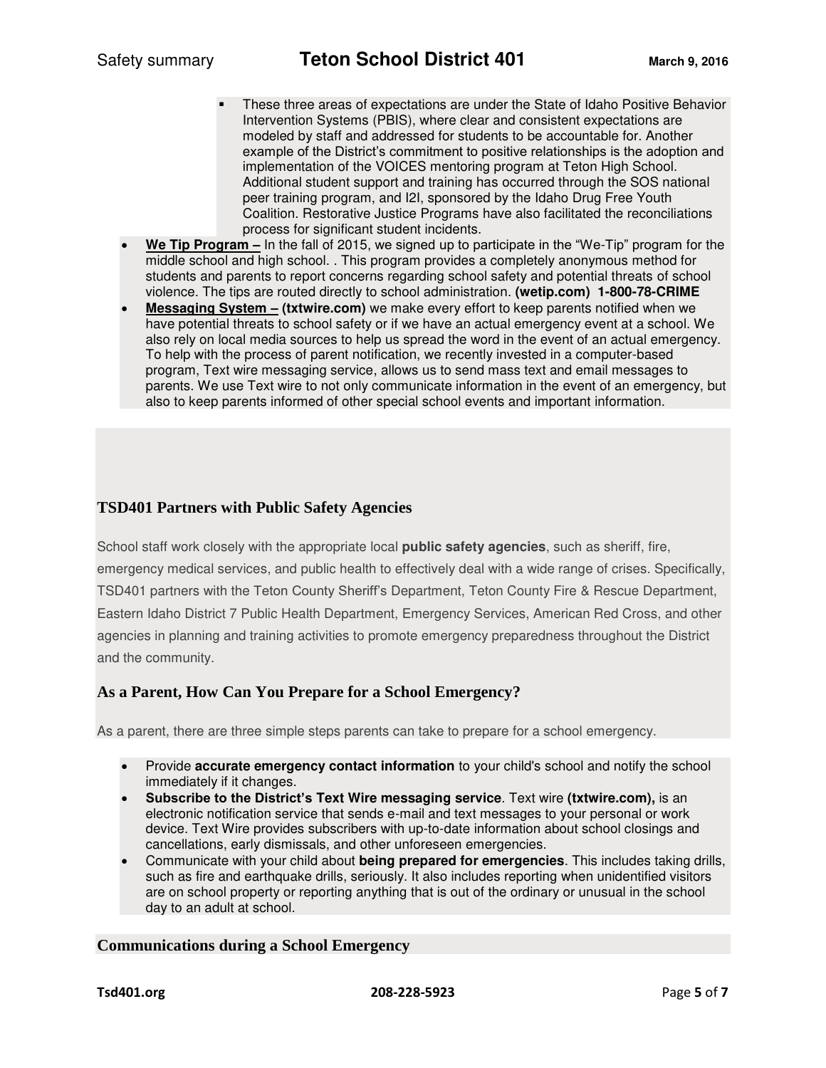- These three areas of expectations are under the State of Idaho Positive Behavior Intervention Systems (PBIS), where clear and consistent expectations are modeled by staff and addressed for students to be accountable for. Another example of the District's commitment to positive relationships is the adoption and implementation of the VOICES mentoring program at Teton High School. Additional student support and training has occurred through the SOS national peer training program, and I2I, sponsored by the Idaho Drug Free Youth Coalition. Restorative Justice Programs have also facilitated the reconciliations process for significant student incidents.

- **We Tip Program –** In the fall of 2015, we signed up to participate in the "We-Tip" program for the middle school and high school. . This program provides a completely anonymous method for students and parents to report concerns regarding school safety and potential threats of school violence. The tips are routed directly to school administration. **(wetip.com) 1-800-78-CRIME**
- **Messaging System – (txtwire.com)** we make every effort to keep parents notified when we have potential threats to school safety or if we have an actual emergency event at a school. We also rely on local media sources to help us spread the word in the event of an actual emergency. To help with the process of parent notification, we recently invested in a computer-based program, Text wire messaging service, allows us to send mass text and email messages to parents. We use Text wire to not only communicate information in the event of an emergency, but also to keep parents informed of other special school events and important information.

## TSD401 Partners with Public Safety Agencies

School staff work closely with the appropriate local **public safety agencies**, such as sheriff, fire, emergency medical services, and public health to effectively deal with a wide range of crises. Specifically, TSD401 partners with the Teton County Sheriff's Department, Teton County Fire & Rescue Department, Eastern Idaho District 7 Public Health Department, Emergency Services, American Red Cross, and other agencies in planning and training activities to promote emergency preparedness throughout the District and the community.

## As a Parent, How Can You Prepare for a School Emergency?

As a parent, there are three simple steps parents can take to prepare for a school emergency.

- Provide **accurate emergency contact information** to your child's school and notify the school immediately if it changes.
- **Subscribe to the District's Text Wire messaging service**. Text wire **(txtwire.com),** is an electronic notification service that sends e-mail and text messages to your personal or work device. Text Wire provides subscribers with up-to-date information about school closings and cancellations, early dismissals, and other unforeseen emergencies.
- Communicate with your child about **being prepared for emergencies**. This includes taking drills, such as fire and earthquake drills, seriously. It also includes reporting when unidentified visitors are on school property or reporting anything that is out of the ordinary or unusual in the school day to an adult at school.

## Communications during a School Emergency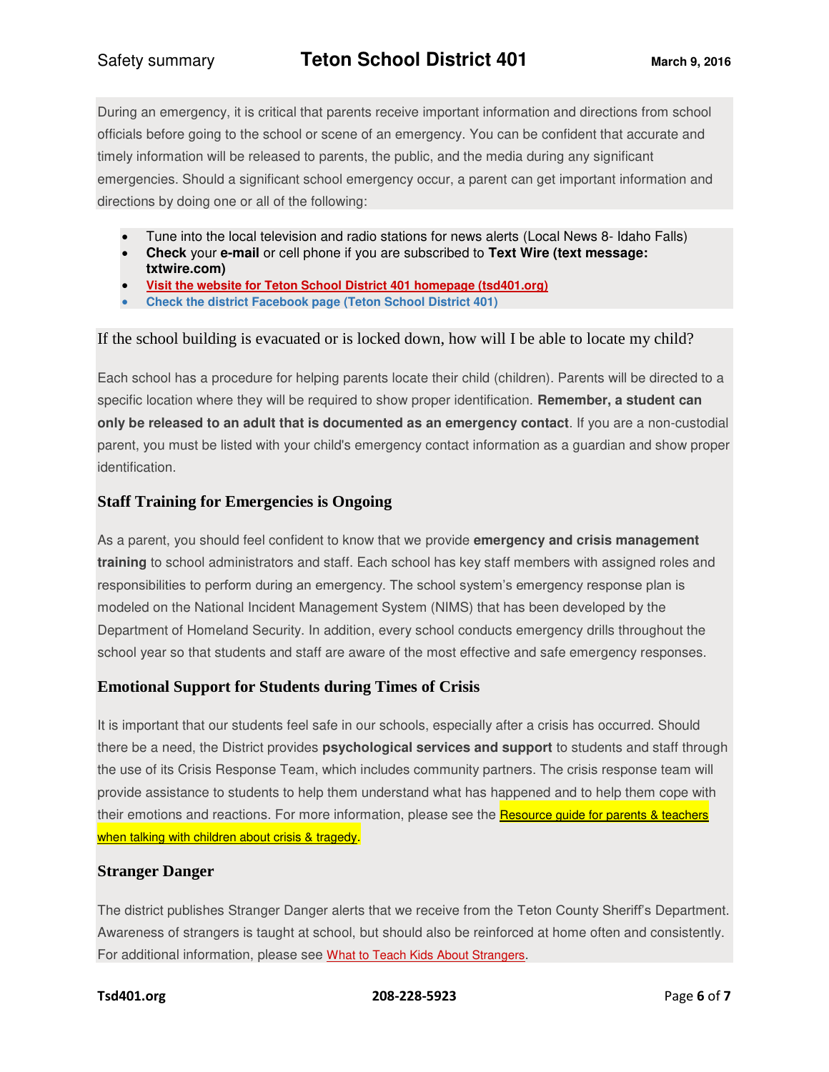During an emergency, it is critical that parents receive important information and directions from school officials before going to the school or scene of an emergency. You can be confident that accurate and timely information will be released to parents, the public, and the media during any significant emergencies. Should a significant school emergency occur, a parent can get important information and directions by doing one or all of the following:

- Tune into the local television and radio stations for news alerts (Local News 8- Idaho Falls)
- **Check** your **e-mail** or cell phone if you are subscribed to **Text Wire (text message: txtwire.com)**
- **Visit the website for Teton School District 401 homepage (tsd401.org)**
- **Check the district Facebook page (Teton School District 401)**

## If the school building is evacuated or is locked down, how will I be able to locate my child?

Each school has a procedure for helping parents locate their child (children). Parents will be directed to a specific location where they will be required to show proper identification. **Remember, a student can only be released to an adult that is documented as an emergency contact**. If you are a non-custodial parent, you must be listed with your child's emergency contact information as a guardian and show proper identification.

## Staff Training for Emergencies is Ongoing

As a parent, you should feel confident to know that we provide **emergency and crisis management training** to school administrators and staff. Each school has key staff members with assigned roles and responsibilities to perform during an emergency. The school system's emergency response plan is modeled on the National Incident Management System (NIMS) that has been developed by the Department of Homeland Security. In addition, every school conducts emergency drills throughout the school year so that students and staff are aware of the most effective and safe emergency responses.

## Emotional Support for Students during Times of Crisis

It is important that our students feel safe in our schools, especially after a crisis has occurred. Should there be a need, the District provides **psychological services and support** to students and staff through the use of its Crisis Response Team, which includes community partners. The crisis response team will provide assistance to students to help them understand what has happened and to help them cope with their emotions and reactions. For more information, please see the Resource guide for parents & teachers when talking with children about crisis & tragedy.

## Stranger Danger

The district publishes Stranger Danger alerts that we receive from the Teton County Sheriff's Department. Awareness of strangers is taught at school, but should also be reinforced at home often and consistently. For additional information, please see What to Teach Kids About Strangers.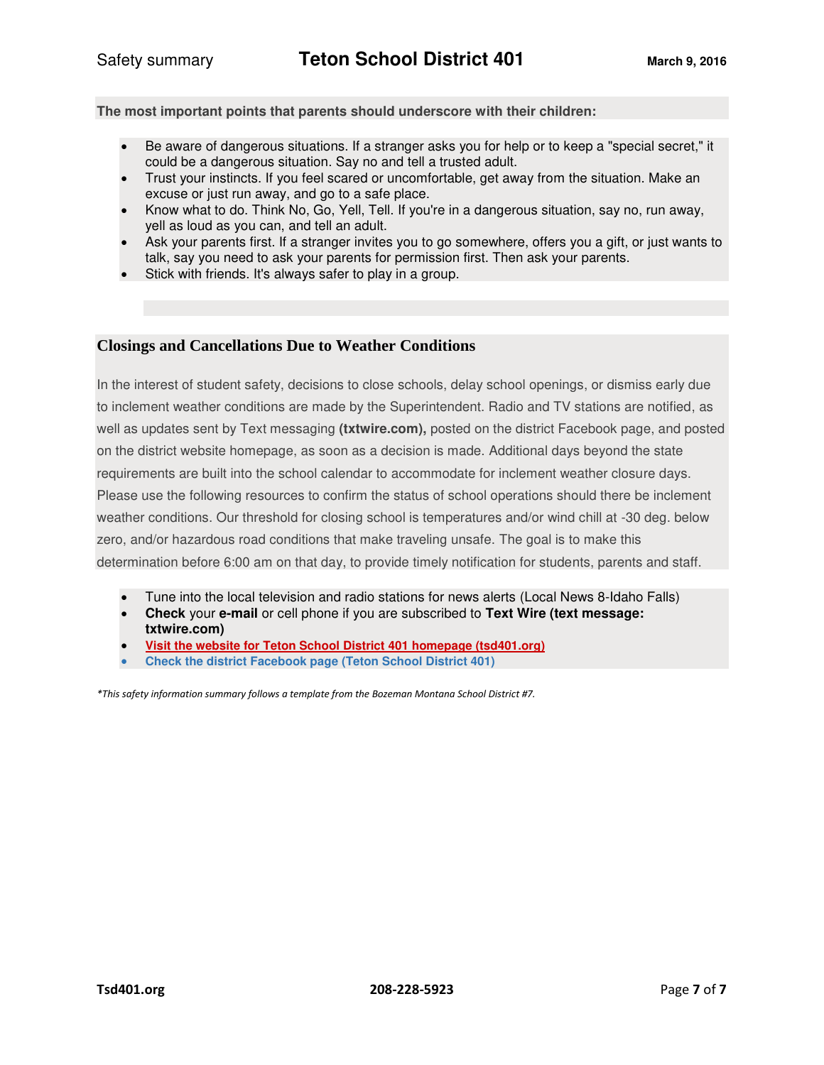**The most important points that parents should underscore with their children:**

- Be aware of dangerous situations. If a stranger asks you for help or to keep a "special secret," it could be a dangerous situation. Say no and tell a trusted adult.
- Trust your instincts. If you feel scared or uncomfortable, get away from the situation. Make an excuse or just run away, and go to a safe place.
- Know what to do. Think No, Go, Yell, Tell. If you're in a dangerous situation, say no, run away, yell as loud as you can, and tell an adult.
- Ask your parents first. If a stranger invites you to go somewhere, offers you a gift, or just wants to talk, say you need to ask your parents for permission first. Then ask your parents.
- Stick with friends. It's always safer to play in a group.

## Closings and Cancellations Due to Weather Conditions

In the interest of student safety, decisions to close schools, delay school openings, or dismiss early due to inclement weather conditions are made by the Superintendent. Radio and TV stations are notified, as well as updates sent by Text messaging **(txtwire.com),** posted on the district Facebook page, and posted on the district website homepage, as soon as a decision is made. Additional days beyond the state requirements are built into the school calendar to accommodate for inclement weather closure days. Please use the following resources to confirm the status of school operations should there be inclement weather conditions. Our threshold for closing school is temperatures and/or wind chill at -30 deg. below zero, and/or hazardous road conditions that make traveling unsafe. The goal is to make this determination before 6:00 am on that day, to provide timely notification for students, parents and staff.

- Tune into the local television and radio stations for news alerts (Local News 8-Idaho Falls)
- **Check** your **e-mail** or cell phone if you are subscribed to **Text Wire (text message: txtwire.com)**
- **Visit the website for Teton School District 401 homepage (tsd401.org)**
- **Check the district Facebook page (Teton School District 401)**

*\*This safety information summary follows a template from the Bozeman Montana School District #7.*